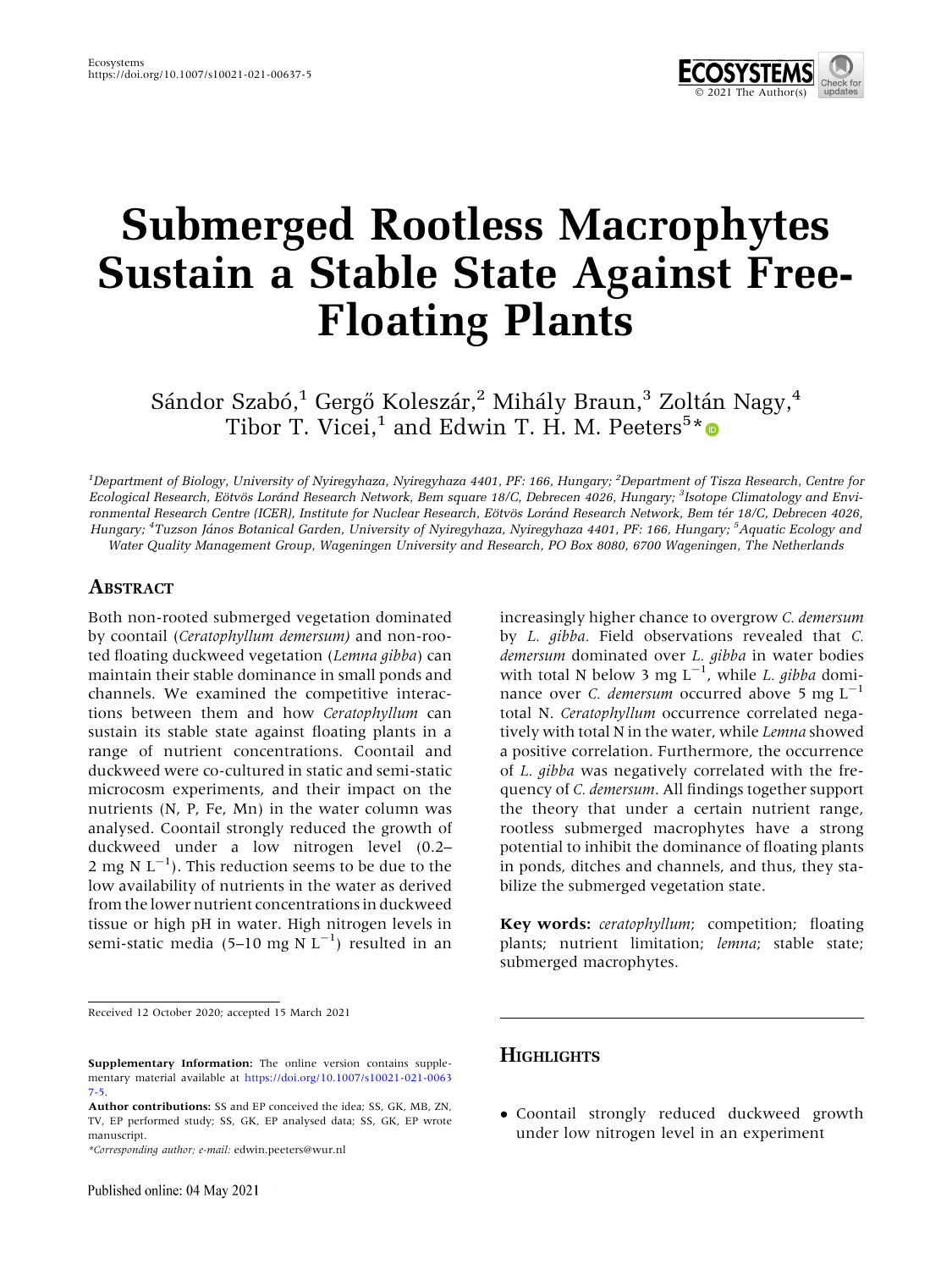# Submerged Rootless Macrophytes Sustain a Stable State Against Free-Floating Plants

Sándor Szabó,[1] Gergő Koleszár,[2] Mihály Braun,[3] Zoltán Nagy,[4] Tibor T. Vicei,[1] and Edwin T. H. M. Peeters[5]*

[1]Department of Biology, University of Nyiregyhaza, Nyiregyhaza 4401, PF: 166, Hungary; [2]Department of Tisza Research, Centre for Ecological Research, Eötvös Loránd Research Network, Bem square 18/C, Debrecen 4026, Hungary; [3]Isotope Climatology and Environmental Research Centre (ICER), Institute for Nuclear Research, Eötvös Loránd Research Network, Bem tér 18/C, Debrecen 4026, Hungary; [4]Tuzson János Botanical Garden, University of Nyiregyhaza, Nyiregyhaza 4401, PF: 166, Hungary; [5]Aquatic Ecology and Water Quality Management Group, Wageningen University and Research, PO Box 8080, 6700 Wageningen, The Netherlands

## Abstract

Both non-rooted submerged vegetation dominated by coontail (*Ceratophyllum demersum*) and non-rooted floating duckweed vegetation (*Lemna gibba*) can maintain their stable dominance in small ponds and channels. We examined the competitive interactions between them and how *Ceratophyllum* can sustain its stable state against floating plants in a range of nutrient concentrations. Coontail and duckweed were co-cultured in static and semi-static microcosm experiments, and their impact on the nutrients (N, P, Fe, Mn) in the water column was analysed. Coontail strongly reduced the growth of duckweed under a low nitrogen level (0.2–2 mg N $L^{-1}$). This reduction seems to be due to the low availability of nutrients in the water as derived from the lower nutrient concentrations in duckweed tissue or high pH in water. High nitrogen levels in semi-static media (5–10 mg N $L^{-1}$) resulted in an increasingly higher chance to overgrow *C. demersum* by *L. gibba*. Field observations revealed that *C. demersum* dominated over *L. gibba* in water bodies with total N below 3 mg $L^{-1}$, while *L. gibba* dominance over *C. demersum* occurred above 5 mg $L^{-1}$ total N. *Ceratophyllum* occurrence correlated negatively with total N in the water, while *Lemna* showed a positive correlation. Furthermore, the occurrence of *L. gibba* was negatively correlated with the frequency of *C. demersum*. All findings together support the theory that under a certain nutrient range, rootless submerged macrophytes have a strong potential to inhibit the dominance of floating plants in ponds, ditches and channels, and thus, they stabilize the submerged vegetation state.

**Key words:** *ceratophyllum*; competition; floating plants; nutrient limitation; *lemna*; stable state; submerged macrophytes.

Received 12 October 2020; accepted 15 March 2021

**Supplementary Information:** The online version contains supplementary material available at https://doi.org/10.1007/s10021-021-00637-5.

**Author contributions:** SS and EP conceived the idea; SS, GK, MB, ZN, TV, EP performed study; SS, GK, EP analysed data; SS, GK, EP wrote manuscript.

*Corresponding author; e-mail: edwin.peeters@wur.nl

## Highlights

- Coontail strongly reduced duckweed growth under low nitrogen level in an experiment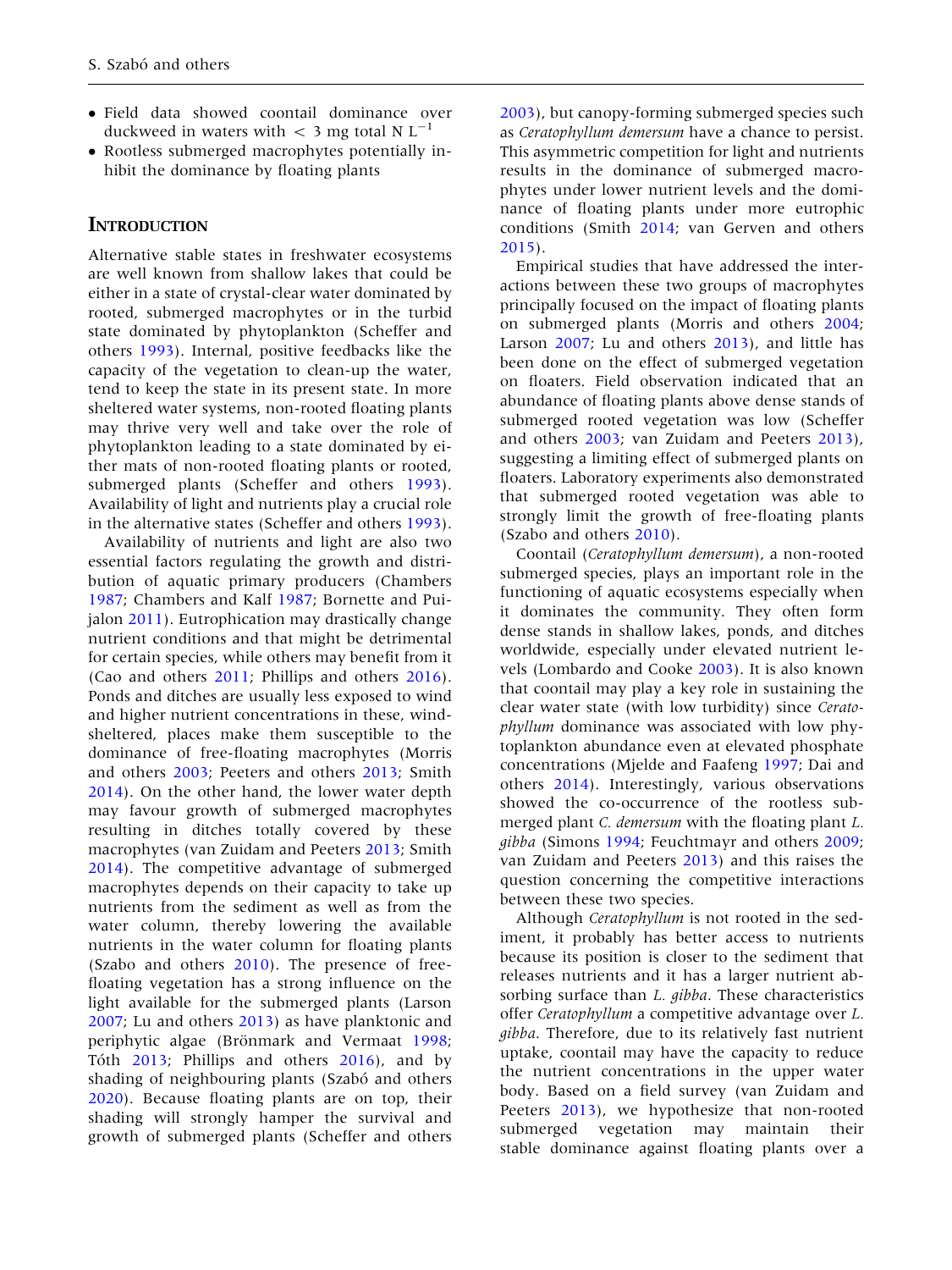- Field data showed coontail dominance over duckweed in waters with < 3 mg total N $L^{-1}$
- Rootless submerged macrophytes potentially inhibit the dominance by floating plants

## INTRODUCTION

Alternative stable states in freshwater ecosystems are well known from shallow lakes that could be either in a state of crystal-clear water dominated by rooted, submerged macrophytes or in the turbid state dominated by phytoplankton (Scheffer and others 1993). Internal, positive feedbacks like the capacity of the vegetation to clean-up the water, tend to keep the state in its present state. In more sheltered water systems, non-rooted floating plants may thrive very well and take over the role of phytoplankton leading to a state dominated by either mats of non-rooted floating plants or rooted, submerged plants (Scheffer and others 1993). Availability of light and nutrients play a crucial role in the alternative states (Scheffer and others 1993).

Availability of nutrients and light are also two essential factors regulating the growth and distribution of aquatic primary producers (Chambers 1987; Chambers and Kalf 1987; Bornette and Puijalon 2011). Eutrophication may drastically change nutrient conditions and that might be detrimental for certain species, while others may benefit from it (Cao and others 2011; Phillips and others 2016). Ponds and ditches are usually less exposed to wind and higher nutrient concentrations in these, wind-sheltered, places make them susceptible to the dominance of free-floating macrophytes (Morris and others 2003; Peeters and others 2013; Smith 2014). On the other hand, the lower water depth may favour growth of submerged macrophytes resulting in ditches totally covered by these macrophytes (van Zuidam and Peeters 2013; Smith 2014). The competitive advantage of submerged macrophytes depends on their capacity to take up nutrients from the sediment as well as from the water column, thereby lowering the available nutrients in the water column for floating plants (Szabo and others 2010). The presence of free-floating vegetation has a strong influence on the light available for the submerged plants (Larson 2007; Lu and others 2013) as have planktonic and periphytic algae (Brönmark and Vermaat 1998; Tóth 2013; Phillips and others 2016), and by shading of neighbouring plants (Szabó and others 2020). Because floating plants are on top, their shading will strongly hamper the survival and growth of submerged plants (Scheffer and others 2003), but canopy-forming submerged species such as *Ceratophyllum demersum* have a chance to persist. This asymmetric competition for light and nutrients results in the dominance of submerged macrophytes under lower nutrient levels and the dominance of floating plants under more eutrophic conditions (Smith 2014; van Gerven and others 2015).

Empirical studies that have addressed the interactions between these two groups of macrophytes principally focused on the impact of floating plants on submerged plants (Morris and others 2004; Larson 2007; Lu and others 2013), and little has been done on the effect of submerged vegetation on floaters. Field observation indicated that an abundance of floating plants above dense stands of submerged rooted vegetation was low (Scheffer and others 2003; van Zuidam and Peeters 2013), suggesting a limiting effect of submerged plants on floaters. Laboratory experiments also demonstrated that submerged rooted vegetation was able to strongly limit the growth of free-floating plants (Szabo and others 2010).

Coontail (*Ceratophyllum demersum*), a non-rooted submerged species, plays an important role in the functioning of aquatic ecosystems especially when it dominates the community. They often form dense stands in shallow lakes, ponds, and ditches worldwide, especially under elevated nutrient levels (Lombardo and Cooke 2003). It is also known that coontail may play a key role in sustaining the clear water state (with low turbidity) since *Ceratophyllum* dominance was associated with low phytoplankton abundance even at elevated phosphate concentrations (Mjelde and Faafeng 1997; Dai and others 2014). Interestingly, various observations showed the co-occurrence of the rootless submerged plant *C. demersum* with the floating plant *L. gibba* (Simons 1994; Feuchtmayr and others 2009; van Zuidam and Peeters 2013) and this raises the question concerning the competitive interactions between these two species.

Although *Ceratophyllum* is not rooted in the sediment, it probably has better access to nutrients because its position is closer to the sediment that releases nutrients and it has a larger nutrient absorbing surface than *L. gibba*. These characteristics offer *Ceratophyllum* a competitive advantage over *L. gibba*. Therefore, due to its relatively fast nutrient uptake, coontail may have the capacity to reduce the nutrient concentrations in the upper water body. Based on a field survey (van Zuidam and Peeters 2013), we hypothesize that non-rooted submerged vegetation may maintain their stable dominance against floating plants over a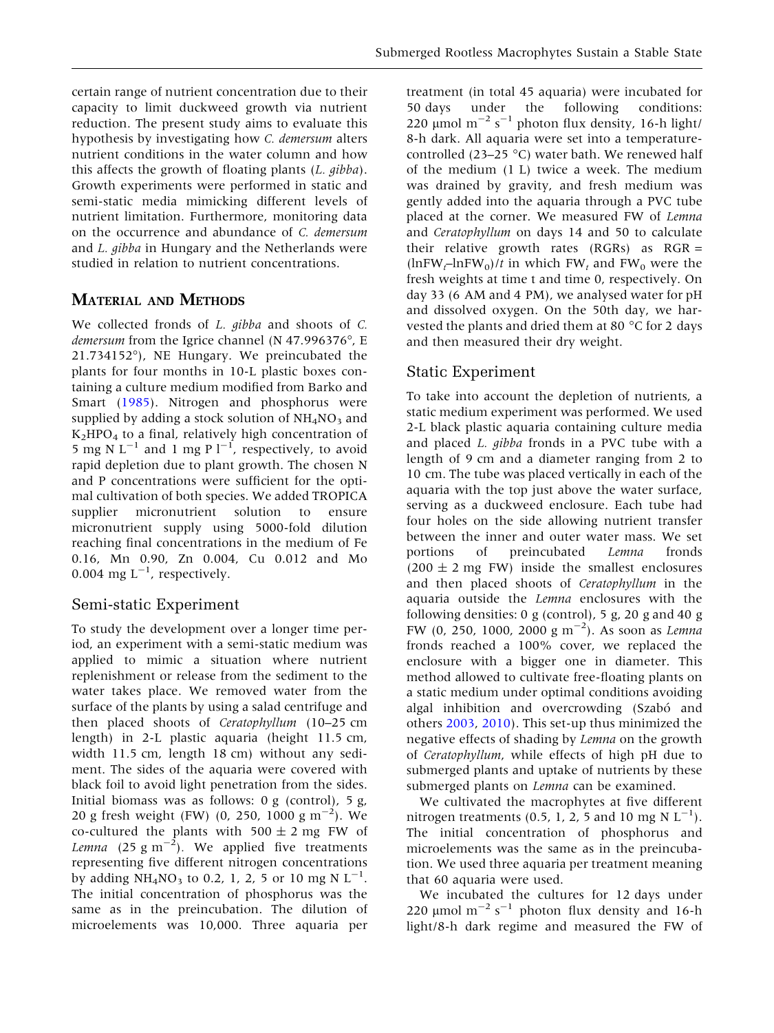certain range of nutrient concentration due to their capacity to limit duckweed growth via nutrient reduction. The present study aims to evaluate this hypothesis by investigating how *C. demersum* alters nutrient conditions in the water column and how this affects the growth of floating plants (*L. gibba*). Growth experiments were performed in static and semi-static media mimicking different levels of nutrient limitation. Furthermore, monitoring data on the occurrence and abundance of *C. demersum* and *L. gibba* in Hungary and the Netherlands were studied in relation to nutrient concentrations.

## Material and Methods

We collected fronds of *L. gibba* and shoots of *C. demersum* from the Igrice channel (N 47.996376°, E 21.734152°), NE Hungary. We preincubated the plants for four months in 10-L plastic boxes containing a culture medium modified from Barko and Smart (1985). Nitrogen and phosphorus were supplied by adding a stock solution of $NH_4NO_3$ and $K_2HPO_4$ to a final, relatively high concentration of 5 mg N $L^{-1}$ and 1 mg P $l^{-1}$, respectively, to avoid rapid depletion due to plant growth. The chosen N and P concentrations were sufficient for the optimal cultivation of both species. We added TROPICA supplier micronutrient solution to ensure micronutrient supply using 5000-fold dilution reaching final concentrations in the medium of Fe 0.16, Mn 0.90, Zn 0.004, Cu 0.012 and Mo 0.004 mg $L^{-1}$, respectively.

### Semi-static Experiment

To study the development over a longer time period, an experiment with a semi-static medium was applied to mimic a situation where nutrient replenishment or release from the sediment to the water takes place. We removed water from the surface of the plants by using a salad centrifuge and then placed shoots of *Ceratophyllum* (10–25 cm length) in 2-L plastic aquaria (height 11.5 cm, width 11.5 cm, length 18 cm) without any sediment. The sides of the aquaria were covered with black foil to avoid light penetration from the sides. Initial biomass was as follows: 0 g (control), 5 g, 20 g fresh weight (FW) (0, 250, 1000 g $m^{-2}$). We co-cultured the plants with 500 ± 2 mg FW of *Lemna* (25 g $m^{-2}$). We applied five treatments representing five different nitrogen concentrations by adding $NH_4NO_3$ to 0.2, 1, 2, 5 or 10 mg N $L^{-1}$. The initial concentration of phosphorus was the same as in the preincubation. The dilution of microelements was 10,000. Three aquaria per treatment (in total 45 aquaria) were incubated for 50 days under the following conditions: 220 µmol $m^{-2}$ $s^{-1}$ photon flux density, 16-h light/8-h dark. All aquaria were set into a temperature-controlled (23–25 °C) water bath. We renewed half of the medium (1 L) twice a week. The medium was drained by gravity, and fresh medium was gently added into the aquaria through a PVC tube placed at the corner. We measured FW of *Lemna* and *Ceratophyllum* on days 14 and 50 to calculate their relative growth rates (RGRs) as RGR = $(\ln FW_t - \ln FW_0)/t$ in which $FW_t$ and $FW_0$ were the fresh weights at time t and time 0, respectively. On day 33 (6 AM and 4 PM), we analysed water for pH and dissolved oxygen. On the 50th day, we harvested the plants and dried them at 80 °C for 2 days and then measured their dry weight.

### Static Experiment

To take into account the depletion of nutrients, a static medium experiment was performed. We used 2-L black plastic aquaria containing culture media and placed *L. gibba* fronds in a PVC tube with a length of 9 cm and a diameter ranging from 2 to 10 cm. The tube was placed vertically in each of the aquaria with the top just above the water surface, serving as a duckweed enclosure. Each tube had four holes on the side allowing nutrient transfer between the inner and outer water mass. We set portions of preincubated *Lemna* fronds (200 ± 2 mg FW) inside the smallest enclosures and then placed shoots of *Ceratophyllum* in the aquaria outside the *Lemna* enclosures with the following densities: 0 g (control), 5 g, 20 g and 40 g FW (0, 250, 1000, 2000 g $m^{-2}$). As soon as *Lemna* fronds reached a 100% cover, we replaced the enclosure with a bigger one in diameter. This method allowed to cultivate free-floating plants on a static medium under optimal conditions avoiding algal inhibition and overcrowding (Szabó and others 2003, 2010). This set-up thus minimized the negative effects of shading by *Lemna* on the growth of *Ceratophyllum*, while effects of high pH due to submerged plants and uptake of nutrients by these submerged plants on *Lemna* can be examined.

We cultivated the macrophytes at five different nitrogen treatments (0.5, 1, 2, 5 and 10 mg N $L^{-1}$). The initial concentration of phosphorus and microelements was the same as in the preincubation. We used three aquaria per treatment meaning that 60 aquaria were used.

We incubated the cultures for 12 days under 220 µmol $m^{-2}$ $s^{-1}$ photon flux density and 16-h light/8-h dark regime and measured the FW of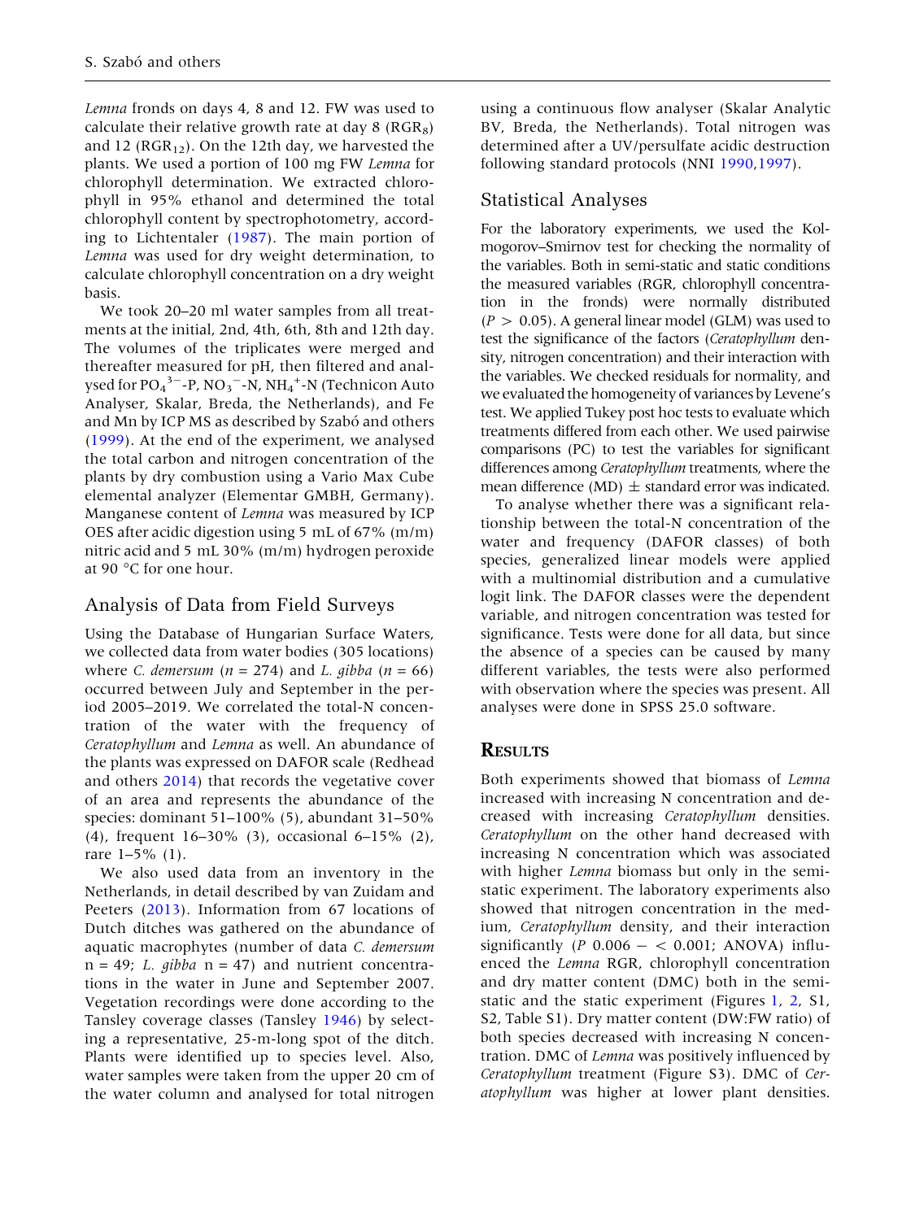*Lemna* fronds on days 4, 8 and 12. FW was used to calculate their relative growth rate at day 8 ($RGR_8$) and 12 ($RGR_{12}$). On the 12th day, we harvested the plants. We used a portion of 100 mg FW *Lemna* for chlorophyll determination. We extracted chlorophyll in 95% ethanol and determined the total chlorophyll content by spectrophotometry, according to Lichtentaler (1987). The main portion of *Lemna* was used for dry weight determination, to calculate chlorophyll concentration on a dry weight basis.

We took 20–20 ml water samples from all treatments at the initial, 2nd, 4th, 6th, 8th and 12th day. The volumes of the triplicates were merged and thereafter measured for pH, then filtered and analysed for $PO_4^{3-}$-P, $NO_3^{-}$-N, $NH_4^{+}$-N (Technicon Auto Analyser, Skalar, Breda, the Netherlands), and Fe and Mn by ICP MS as described by Szabó and others (1999). At the end of the experiment, we analysed the total carbon and nitrogen concentration of the plants by dry combustion using a Vario Max Cube elemental analyzer (Elementar GMBH, Germany). Manganese content of *Lemna* was measured by ICP OES after acidic digestion using 5 mL of 67% (m/m) nitric acid and 5 mL 30% (m/m) hydrogen peroxide at 90 °C for one hour.

## Analysis of Data from Field Surveys

Using the Database of Hungarian Surface Waters, we collected data from water bodies (305 locations) where *C. demersum* ($n$ = 274) and *L. gibba* ($n$ = 66) occurred between July and September in the period 2005–2019. We correlated the total-N concentration of the water with the frequency of *Ceratophyllum* and *Lemna* as well. An abundance of the plants was expressed on DAFOR scale (Redhead and others 2014) that records the vegetative cover of an area and represents the abundance of the species: dominant 51–100% (5), abundant 31–50% (4), frequent 16–30% (3), occasional 6–15% (2), rare 1–5% (1).

We also used data from an inventory in the Netherlands, in detail described by van Zuidam and Peeters (2013). Information from 67 locations of Dutch ditches was gathered on the abundance of aquatic macrophytes (number of data *C. demersum* n = 49; *L. gibba* n = 47) and nutrient concentrations in the water in June and September 2007. Vegetation recordings were done according to the Tansley coverage classes (Tansley 1946) by selecting a representative, 25-m-long spot of the ditch. Plants were identified up to species level. Also, water samples were taken from the upper 20 cm of the water column and analysed for total nitrogen using a continuous flow analyser (Skalar Analytic BV, Breda, the Netherlands). Total nitrogen was determined after a UV/persulfate acidic destruction following standard protocols (NNI 1990,1997).

## Statistical Analyses

For the laboratory experiments, we used the Kolmogorov–Smirnov test for checking the normality of the variables. Both in semi-static and static conditions the measured variables (RGR, chlorophyll concentration in the fronds) were normally distributed ($P > 0.05$). A general linear model (GLM) was used to test the significance of the factors (*Ceratophyllum* density, nitrogen concentration) and their interaction with the variables. We checked residuals for normality, and we evaluated the homogeneity of variances by Levene's test. We applied Tukey post hoc tests to evaluate which treatments differed from each other. We used pairwise comparisons (PC) to test the variables for significant differences among *Ceratophyllum* treatments, where the mean difference (MD) ± standard error was indicated.

To analyse whether there was a significant relationship between the total-N concentration of the water and frequency (DAFOR classes) of both species, generalized linear models were applied with a multinomial distribution and a cumulative logit link. The DAFOR classes were the dependent variable, and nitrogen concentration was tested for significance. Tests were done for all data, but since the absence of a species can be caused by many different variables, the tests were also performed with observation where the species was present. All analyses were done in SPSS 25.0 software.

# Results

Both experiments showed that biomass of *Lemna* increased with increasing N concentration and decreased with increasing *Ceratophyllum* densities. *Ceratophyllum* on the other hand decreased with increasing N concentration which was associated with higher *Lemna* biomass but only in the semi-static experiment. The laboratory experiments also showed that nitrogen concentration in the medium, *Ceratophyllum* density, and their interaction significantly ($P$ 0.006 – < 0.001; ANOVA) influenced the *Lemna* RGR, chlorophyll concentration and dry matter content (DMC) both in the semi-static and the static experiment (Figures 1, 2, S1, S2, Table S1). Dry matter content (DW:FW ratio) of both species decreased with increasing N concentration. DMC of *Lemna* was positively influenced by *Ceratophyllum* treatment (Figure S3). DMC of *Ceratophyllum* was higher at lower plant densities.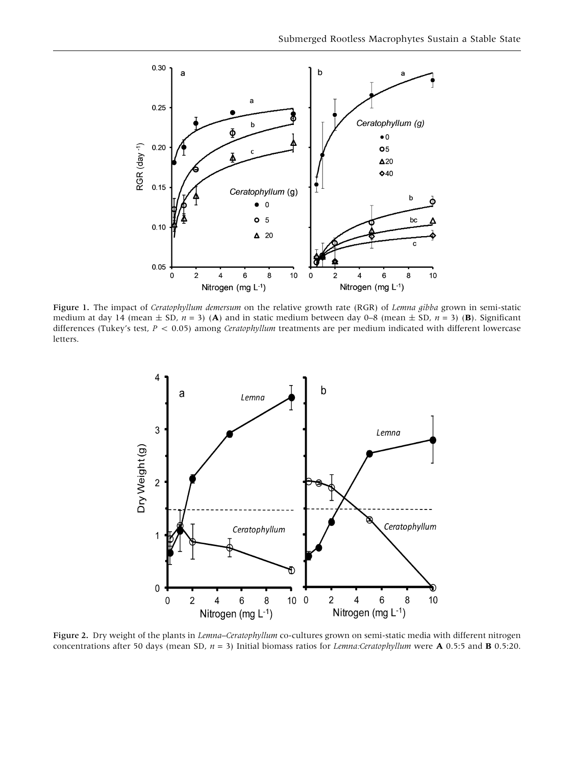**Figure 1.** The impact of *Ceratophyllum demersum* on the relative growth rate (RGR) of *Lemna gibba* grown in semi-static medium at day 14 (mean ± SD, $n = 3$) (**A**) and in static medium between day 0–8 (mean ± SD, $n = 3$) (**B**). Significant differences (Tukey's test, $P < 0.05$) among *Ceratophyllum* treatments are per medium indicated with different lowercase letters.

**Figure 2.** Dry weight of the plants in *Lemna–Ceratophyllum* co-cultures grown on semi-static media with different nitrogen concentrations after 50 days (mean SD, $n = 3$) Initial biomass ratios for *Lemna:Ceratophyllum* were **A** 0.5:5 and **B** 0.5:20.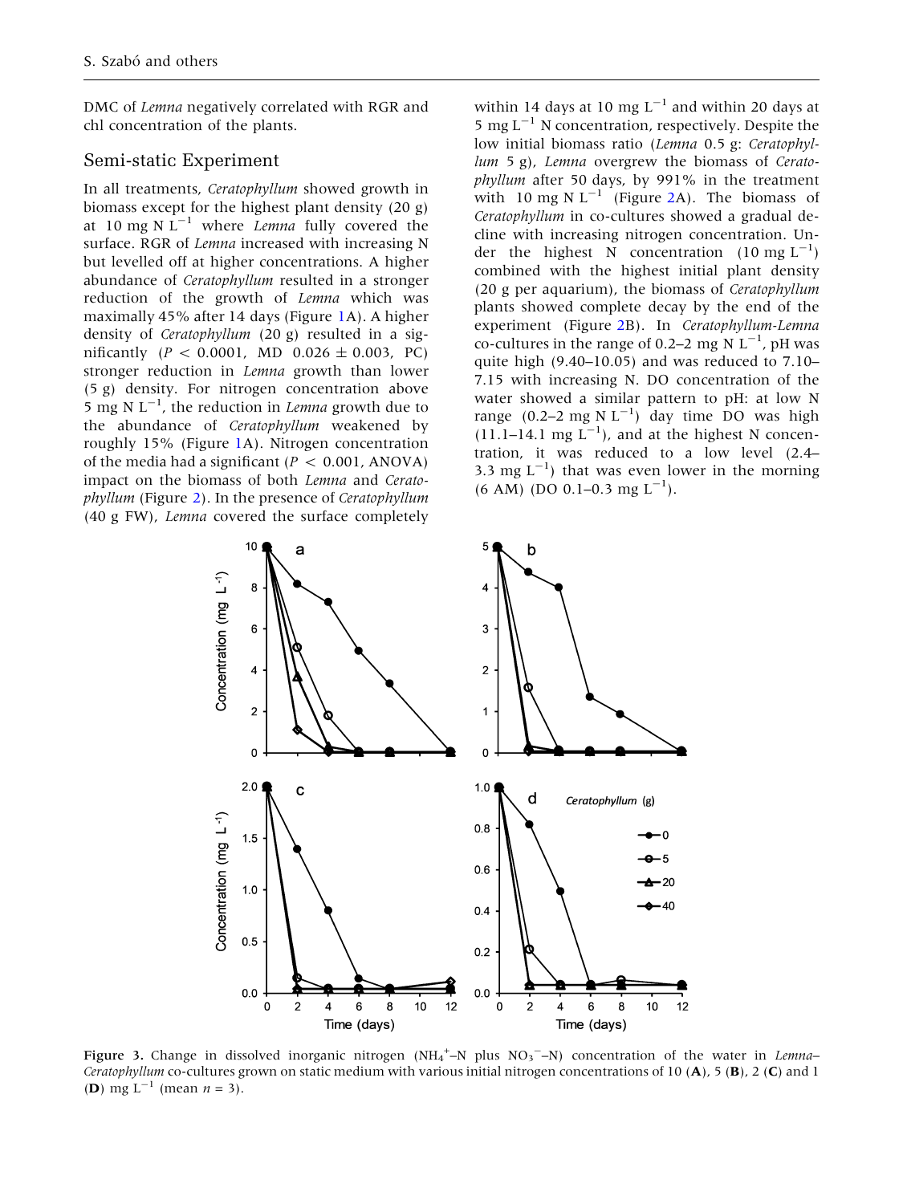DMC of *Lemna* negatively correlated with RGR and chl concentration of the plants.

## Semi-static Experiment

In all treatments, *Ceratophyllum* showed growth in biomass except for the highest plant density (20 g) at 10 mg N $L^{-1}$ where *Lemna* fully covered the surface. RGR of *Lemna* increased with increasing N but levelled off at higher concentrations. A higher abundance of *Ceratophyllum* resulted in a stronger reduction of the growth of *Lemna* which was maximally 45% after 14 days (Figure 1A). A higher density of *Ceratophyllum* (20 g) resulted in a significantly ($P < 0.0001$, MD $0.026 \pm 0.003$, PC) stronger reduction in *Lemna* growth than lower (5 g) density. For nitrogen concentration above 5 mg N $L^{-1}$, the reduction in *Lemna* growth due to the abundance of *Ceratophyllum* weakened by roughly 15% (Figure 1A). Nitrogen concentration of the media had a significant ($P < 0.001$, ANOVA) impact on the biomass of both *Lemna* and *Ceratophyllum* (Figure 2). In the presence of *Ceratophyllum* (40 g FW), *Lemna* covered the surface completely within 14 days at 10 mg $L^{-1}$ and within 20 days at 5 mg $L^{-1}$ N concentration, respectively. Despite the low initial biomass ratio (*Lemna* 0.5 g: *Ceratophyllum* 5 g), *Lemna* overgrew the biomass of *Ceratophyllum* after 50 days, by 991% in the treatment with 10 mg N $L^{-1}$ (Figure 2A). The biomass of *Ceratophyllum* in co-cultures showed a gradual decline with increasing nitrogen concentration. Under the highest N concentration (10 mg $L^{-1}$) combined with the highest initial plant density (20 g per aquarium), the biomass of *Ceratophyllum* plants showed complete decay by the end of the experiment (Figure 2B). In *Ceratophyllum-Lemna* co-cultures in the range of 0.2–2 mg N $L^{-1}$, pH was quite high (9.40–10.05) and was reduced to 7.10–7.15 with increasing N. DO concentration of the water showed a similar pattern to pH: at low N range (0.2–2 mg N $L^{-1}$) day time DO was high (11.1–14.1 mg $L^{-1}$), and at the highest N concentration, it was reduced to a low level (2.4–3.3 mg $L^{-1}$) that was even lower in the morning (6 AM) (DO 0.1–0.3 mg $L^{-1}$).

**Figure 3.** Change in dissolved inorganic nitrogen ($NH_4^+$–N plus $NO_3^-$–N) concentration of the water in *Lemna*–*Ceratophyllum* co-cultures grown on static medium with various initial nitrogen concentrations of 10 (**A**), 5 (**B**), 2 (**C**) and 1 (**D**) mg $L^{-1}$ (mean $n = 3$).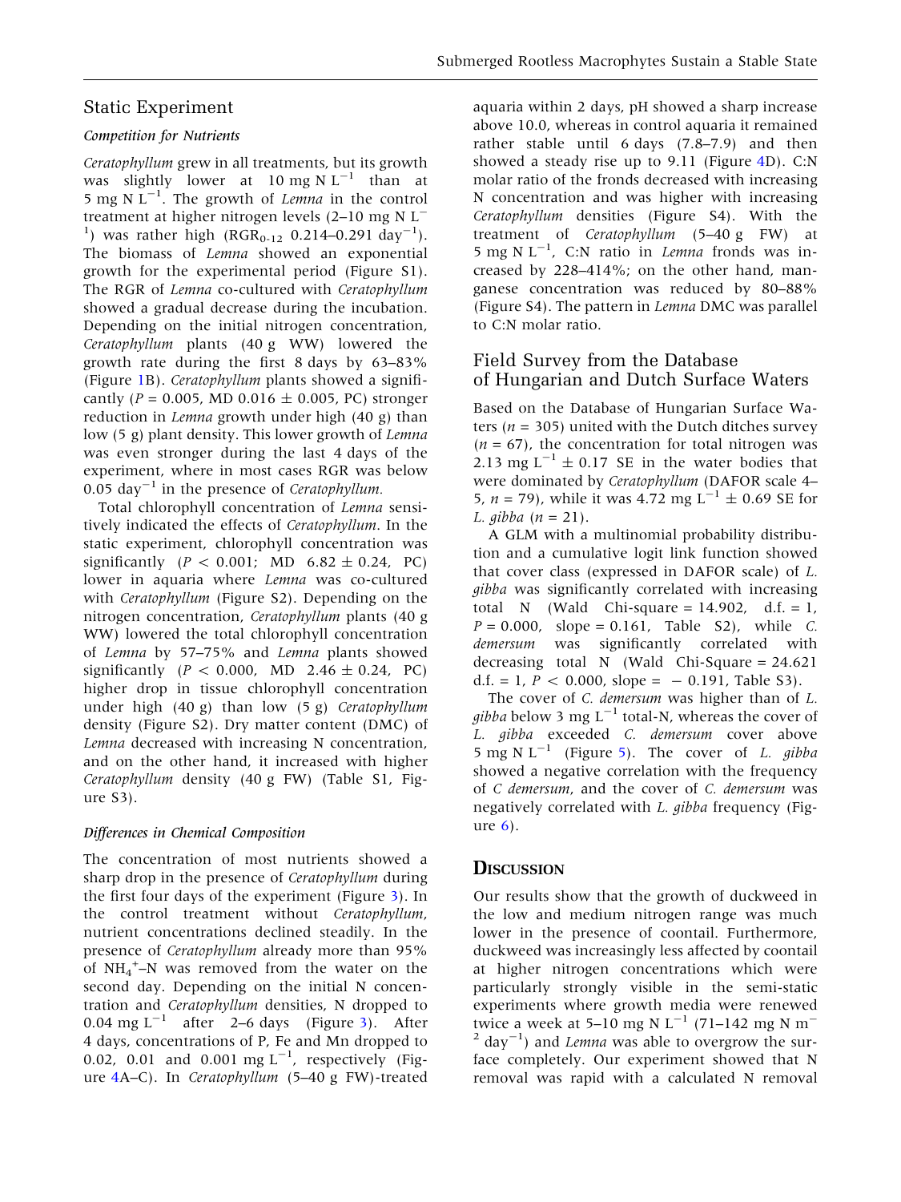## Static Experiment

### *Competition for Nutrients*

*Ceratophyllum* grew in all treatments, but its growth was slightly lower at 10 mg N $L^{-1}$ than at 5 mg N $L^{-1}$. The growth of *Lemna* in the control treatment at higher nitrogen levels (2–10 mg N $L^{-1}$) was rather high ($RGR_{0\text{-}12}$ 0.214–0.291 $day^{-1}$). The biomass of *Lemna* showed an exponential growth for the experimental period (Figure S1). The RGR of *Lemna* co-cultured with *Ceratophyllum* showed a gradual decrease during the incubation. Depending on the initial nitrogen concentration, *Ceratophyllum* plants (40 g WW) lowered the growth rate during the first 8 days by 63–83% (Figure 1B). *Ceratophyllum* plants showed a significantly ($P = 0.005$, MD 0.016 ± 0.005, PC) stronger reduction in *Lemna* growth under high (40 g) than low (5 g) plant density. This lower growth of *Lemna* was even stronger during the last 4 days of the experiment, where in most cases RGR was below 0.05 $day^{-1}$ in the presence of *Ceratophyllum.*

Total chlorophyll concentration of *Lemna* sensitively indicated the effects of *Ceratophyllum*. In the static experiment, chlorophyll concentration was significantly ($P < 0.001$; MD 6.82 ± 0.24, PC) lower in aquaria where *Lemna* was co-cultured with *Ceratophyllum* (Figure S2). Depending on the nitrogen concentration, *Ceratophyllum* plants (40 g WW) lowered the total chlorophyll concentration of *Lemna* by 57–75% and *Lemna* plants showed significantly ($P < 0.000$, MD 2.46 ± 0.24, PC) higher drop in tissue chlorophyll concentration under high (40 g) than low (5 g) *Ceratophyllum* density (Figure S2). Dry matter content (DMC) of *Lemna* decreased with increasing N concentration, and on the other hand, it increased with higher *Ceratophyllum* density (40 g FW) (Table S1, Figure S3).

### *Differences in Chemical Composition*

The concentration of most nutrients showed a sharp drop in the presence of *Ceratophyllum* during the first four days of the experiment (Figure 3). In the control treatment without *Ceratophyllum*, nutrient concentrations declined steadily. In the presence of *Ceratophyllum* already more than 95% of $NH_4^+$–N was removed from the water on the second day. Depending on the initial N concentration and *Ceratophyllum* densities, N dropped to 0.04 mg $L^{-1}$ after 2–6 days (Figure 3). After 4 days, concentrations of P, Fe and Mn dropped to 0.02, 0.01 and 0.001 mg $L^{-1}$, respectively (Figure 4A–C). In *Ceratophyllum* (5–40 g FW)-treated aquaria within 2 days, pH showed a sharp increase above 10.0, whereas in control aquaria it remained rather stable until 6 days (7.8–7.9) and then showed a steady rise up to 9.11 (Figure 4D). C:N molar ratio of the fronds decreased with increasing N concentration and was higher with increasing *Ceratophyllum* densities (Figure S4). With the treatment of *Ceratophyllum* (5–40 g FW) at 5 mg N $L^{-1}$, C:N ratio in *Lemna* fronds was increased by 228–414%; on the other hand, manganese concentration was reduced by 80–88% (Figure S4). The pattern in *Lemna* DMC was parallel to C:N molar ratio.

## Field Survey from the Database of Hungarian and Dutch Surface Waters

Based on the Database of Hungarian Surface Waters ($n = 305$) united with the Dutch ditches survey ($n = 67$), the concentration for total nitrogen was 2.13 mg $L^{-1}$ ± 0.17 SE in the water bodies that were dominated by *Ceratophyllum* (DAFOR scale 4–5, $n = 79$), while it was 4.72 mg $L^{-1}$ ± 0.69 SE for *L. gibba* ($n = 21$).

A GLM with a multinomial probability distribution and a cumulative logit link function showed that cover class (expressed in DAFOR scale) of *L. gibba* was significantly correlated with increasing total N (Wald Chi-square = 14.902, d.f. = 1, $P = 0.000$, slope = 0.161, Table S2), while *C. demersum* was significantly correlated with decreasing total N (Wald Chi-Square = 24.621 d.f. = 1, $P < 0.000$, slope = − 0.191, Table S3).

The cover of *C. demersum* was higher than of *L. gibba* below 3 mg $L^{-1}$ total-N, whereas the cover of *L. gibba* exceeded *C. demersum* cover above 5 mg N $L^{-1}$ (Figure 5). The cover of *L. gibba* showed a negative correlation with the frequency of *C demersum*, and the cover of *C. demersum* was negatively correlated with *L. gibba* frequency (Figure 6).

## Discussion

Our results show that the growth of duckweed in the low and medium nitrogen range was much lower in the presence of coontail. Furthermore, duckweed was increasingly less affected by coontail at higher nitrogen concentrations which were particularly strongly visible in the semi-static experiments where growth media were renewed twice a week at 5–10 mg N $L^{-1}$ (71–142 mg N $m^{-2}$ $day^{-1}$) and *Lemna* was able to overgrow the surface completely. Our experiment showed that N removal was rapid with a calculated N removal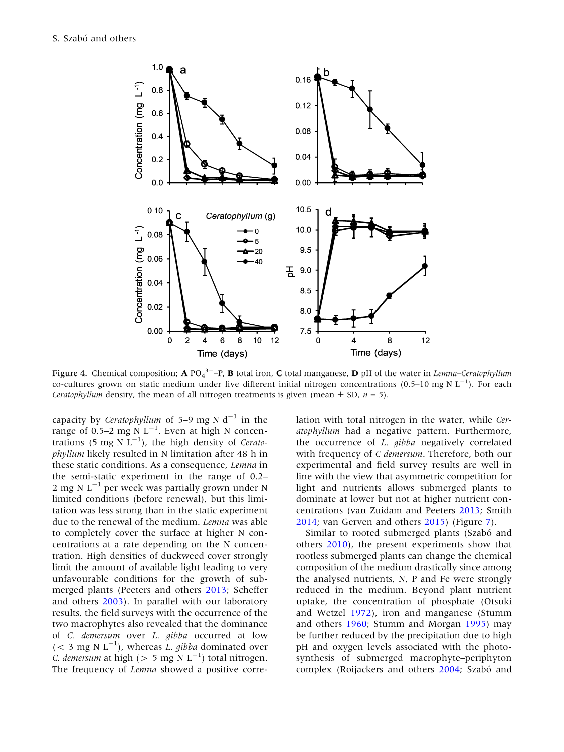Figure 4. Chemical composition; **A** $PO_4^{3-}$–P, **B** total iron, **C** total manganese, **D** pH of the water in *Lemna*–*Ceratophyllum* co-cultures grown on static medium under five different initial nitrogen concentrations (0.5–10 mg N $L^{-1}$). For each *Ceratophyllum* density, the mean of all nitrogen treatments is given (mean ± SD, $n = 5$).

capacity by *Ceratophyllum* of 5–9 mg N $d^{-1}$ in the range of 0.5–2 mg N $L^{-1}$. Even at high N concentrations (5 mg N $L^{-1}$), the high density of *Ceratophyllum* likely resulted in N limitation after 48 h in these static conditions. As a consequence, *Lemna* in the semi-static experiment in the range of 0.2–2 mg N $L^{-1}$ per week was partially grown under N limited conditions (before renewal), but this limitation was less strong than in the static experiment due to the renewal of the medium. *Lemna* was able to completely cover the surface at higher N concentrations at a rate depending on the N concentration. High densities of duckweed cover strongly limit the amount of available light leading to very unfavourable conditions for the growth of submerged plants (Peeters and others 2013; Scheffer and others 2003). In parallel with our laboratory results, the field surveys with the occurrence of the two macrophytes also revealed that the dominance of *C. demersum* over *L. gibba* occurred at low (< 3 mg N $L^{-1}$), whereas *L. gibba* dominated over *C. demersum* at high (> 5 mg N $L^{-1}$) total nitrogen. The frequency of *Lemna* showed a positive correlation with total nitrogen in the water, while *Ceratophyllum* had a negative pattern. Furthermore, the occurrence of *L. gibba* negatively correlated with frequency of *C demersum*. Therefore, both our experimental and field survey results are well in line with the view that asymmetric competition for light and nutrients allows submerged plants to dominate at lower but not at higher nutrient concentrations (van Zuidam and Peeters 2013; Smith 2014; van Gerven and others 2015) (Figure 7).

Similar to rooted submerged plants (Szabó and others 2010), the present experiments show that rootless submerged plants can change the chemical composition of the medium drastically since among the analysed nutrients, N, P and Fe were strongly reduced in the medium. Beyond plant nutrient uptake, the concentration of phosphate (Otsuki and Wetzel 1972), iron and manganese (Stumm and others 1960; Stumm and Morgan 1995) may be further reduced by the precipitation due to high pH and oxygen levels associated with the photosynthesis of submerged macrophyte–periphyton complex (Roijackers and others 2004; Szabó and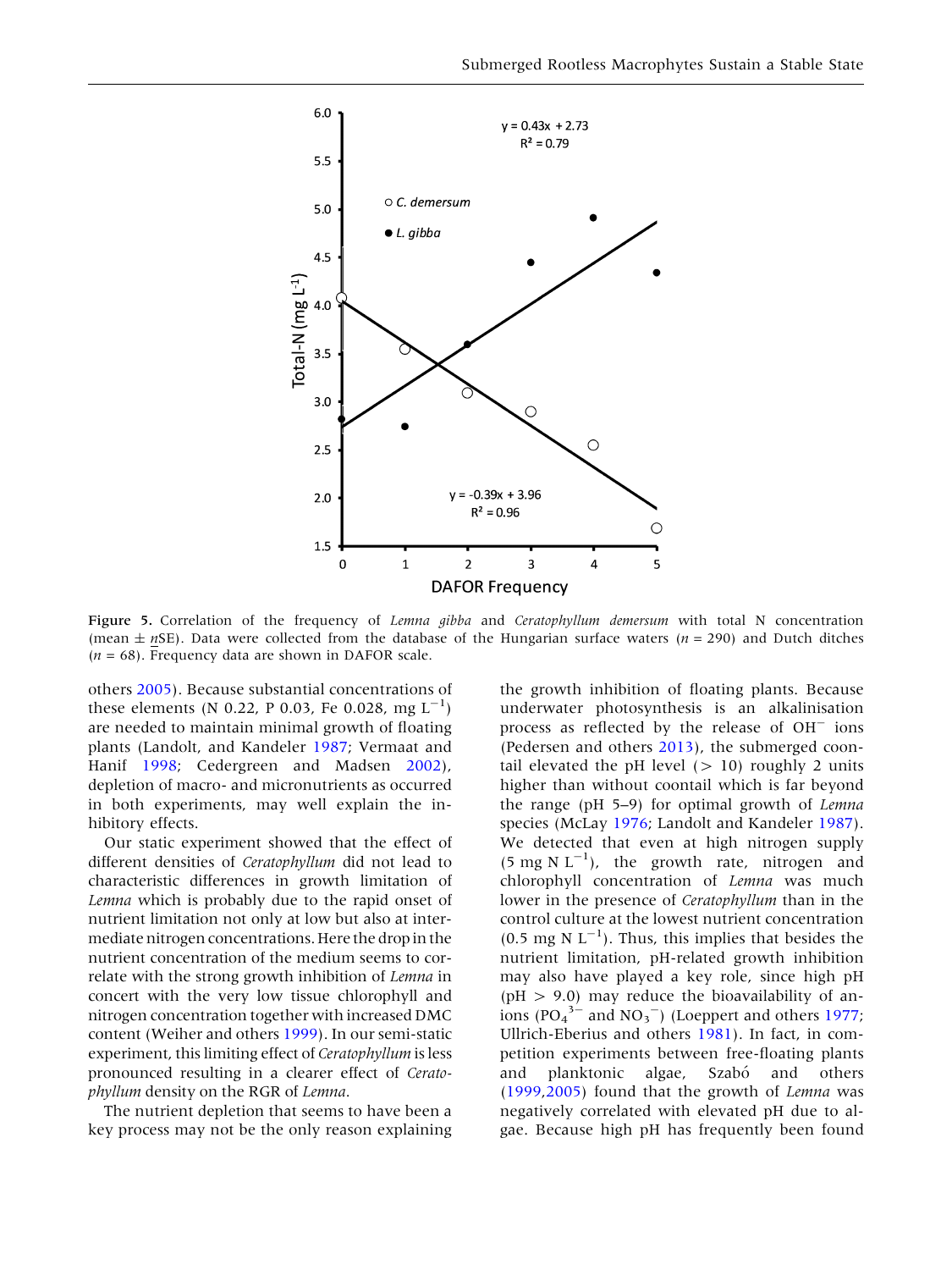Figure 5. Correlation of the frequency of *Lemna gibba* and *Ceratophyllum demersum* with total N concentration (mean ± nSE). Data were collected from the database of the Hungarian surface waters ($n = 290$) and Dutch ditches ($n = 68$). Frequency data are shown in DAFOR scale.

others 2005). Because substantial concentrations of these elements (N 0.22, P 0.03, Fe 0.028, mg $L^{-1}$) are needed to maintain minimal growth of floating plants (Landolt, and Kandeler 1987; Vermaat and Hanif 1998; Cedergreen and Madsen 2002), depletion of macro- and micronutrients as occurred in both experiments, may well explain the inhibitory effects.

Our static experiment showed that the effect of different densities of *Ceratophyllum* did not lead to characteristic differences in growth limitation of *Lemna* which is probably due to the rapid onset of nutrient limitation not only at low but also at intermediate nitrogen concentrations. Here the drop in the nutrient concentration of the medium seems to correlate with the strong growth inhibition of *Lemna* in concert with the very low tissue chlorophyll and nitrogen concentration together with increased DMC content (Weiher and others 1999). In our semi-static experiment, this limiting effect of *Ceratophyllum* is less pronounced resulting in a clearer effect of *Ceratophyllum* density on the RGR of *Lemna*.

The nutrient depletion that seems to have been a key process may not be the only reason explaining the growth inhibition of floating plants. Because underwater photosynthesis is an alkalinisation process as reflected by the release of $OH^-$ ions (Pedersen and others 2013), the submerged coontail elevated the pH level (> 10) roughly 2 units higher than without coontail which is far beyond the range (pH 5–9) for optimal growth of *Lemna* species (McLay 1976; Landolt and Kandeler 1987). We detected that even at high nitrogen supply (5 mg N $L^{-1}$), the growth rate, nitrogen and chlorophyll concentration of *Lemna* was much lower in the presence of *Ceratophyllum* than in the control culture at the lowest nutrient concentration (0.5 mg N $L^{-1}$). Thus, this implies that besides the nutrient limitation, pH-related growth inhibition may also have played a key role, since high pH (pH > 9.0) may reduce the bioavailability of anions ($PO_4^{3-}$ and $NO_3^-$) (Loeppert and others 1977; Ullrich-Eberius and others 1981). In fact, in competition experiments between free-floating plants and planktonic algae, Szabó and others (1999,2005) found that the growth of *Lemna* was negatively correlated with elevated pH due to algae. Because high pH has frequently been found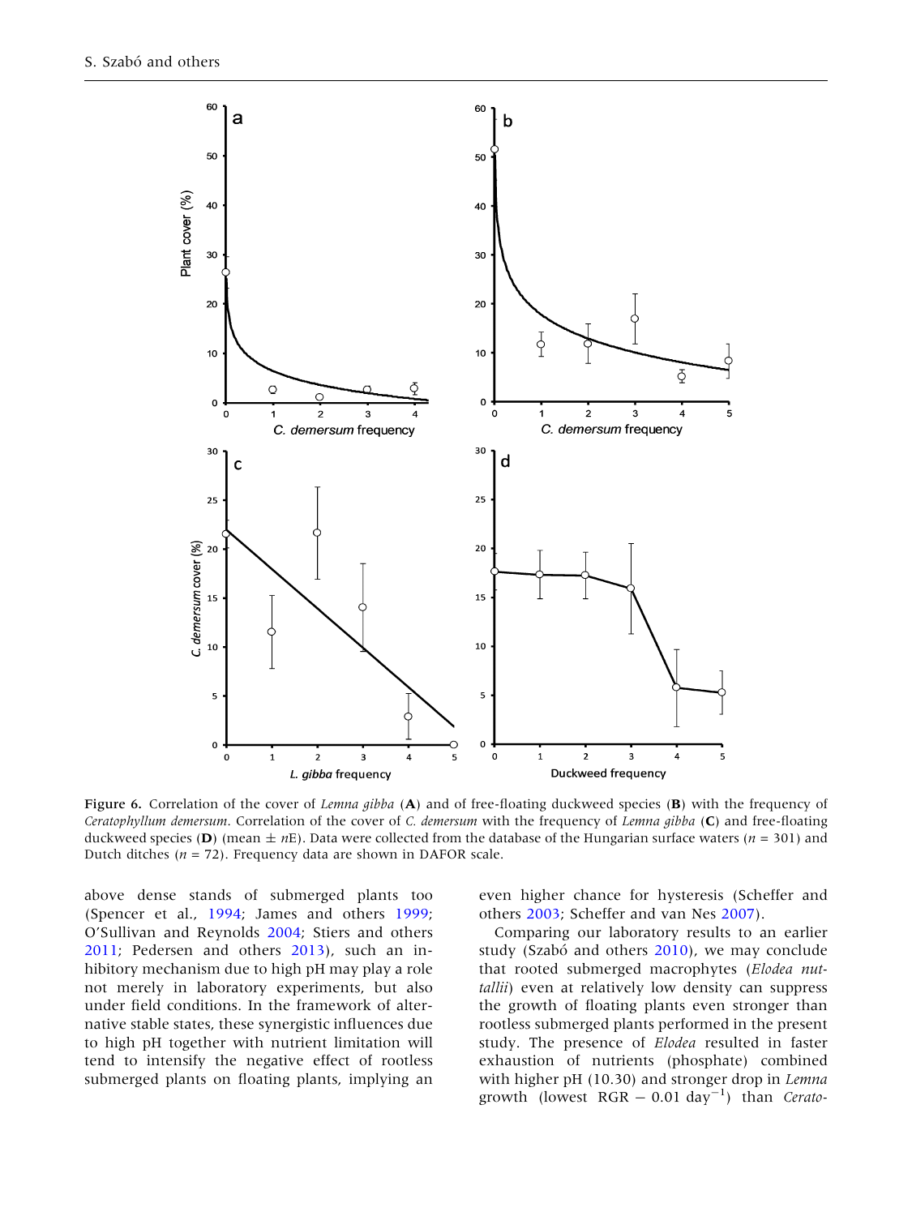Figure 6. Correlation of the cover of *Lemna gibba* (**A**) and of free-floating duckweed species (**B**) with the frequency of *Ceratophyllum demersum*. Correlation of the cover of *C. demersum* with the frequency of *Lemna gibba* (**C**) and free-floating duckweed species (**D**) (mean ± *n*E). Data were collected from the database of the Hungarian surface waters (*n* = 301) and Dutch ditches (*n* = 72). Frequency data are shown in DAFOR scale.

above dense stands of submerged plants too (Spencer et al., 1994; James and others 1999; O'Sullivan and Reynolds 2004; Stiers and others 2011; Pedersen and others 2013), such an inhibitory mechanism due to high pH may play a role not merely in laboratory experiments, but also under field conditions. In the framework of alternative stable states, these synergistic influences due to high pH together with nutrient limitation will tend to intensify the negative effect of rootless submerged plants on floating plants, implying an even higher chance for hysteresis (Scheffer and others 2003; Scheffer and van Nes 2007).

Comparing our laboratory results to an earlier study (Szabó and others 2010), we may conclude that rooted submerged macrophytes (*Elodea nuttallii*) even at relatively low density can suppress the growth of floating plants even stronger than rootless submerged plants performed in the present study. The presence of *Elodea* resulted in faster exhaustion of nutrients (phosphate) combined with higher pH (10.30) and stronger drop in *Lemna* growth (lowest RGR – 0.01 $day^{-1}$) than *Cerato-*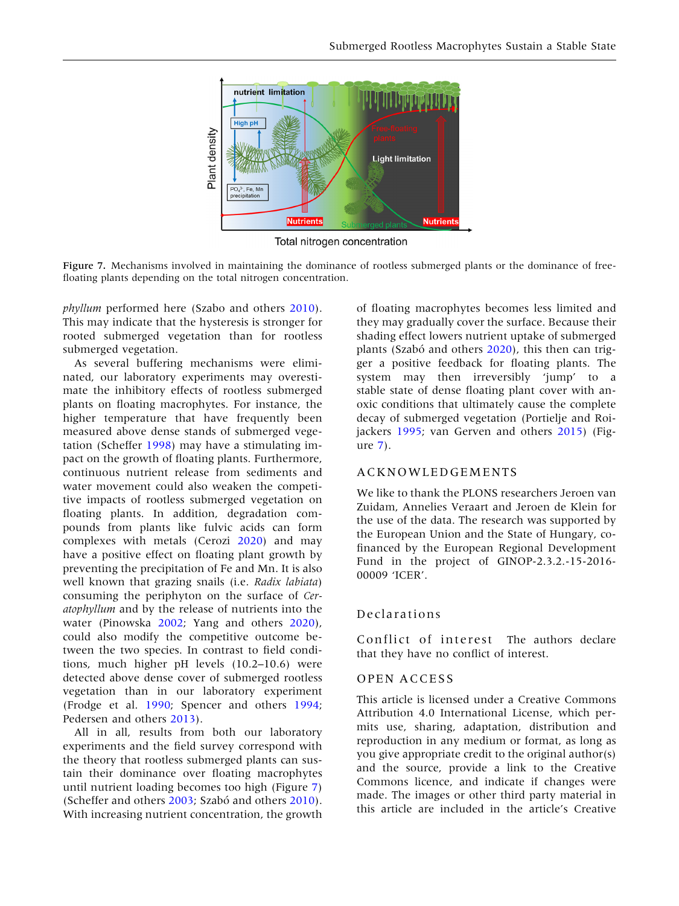Figure 7. Mechanisms involved in maintaining the dominance of rootless submerged plants or the dominance of free-floating plants depending on the total nitrogen concentration.

*phyllum* performed here (Szabo and others 2010). This may indicate that the hysteresis is stronger for rooted submerged vegetation than for rootless submerged vegetation.

As several buffering mechanisms were eliminated, our laboratory experiments may overestimate the inhibitory effects of rootless submerged plants on floating macrophytes. For instance, the higher temperature that have frequently been measured above dense stands of submerged vegetation (Scheffer 1998) may have a stimulating impact on the growth of floating plants. Furthermore, continuous nutrient release from sediments and water movement could also weaken the competitive impacts of rootless submerged vegetation on floating plants. In addition, degradation compounds from plants like fulvic acids can form complexes with metals (Cerozi 2020) and may have a positive effect on floating plant growth by preventing the precipitation of Fe and Mn. It is also well known that grazing snails (i.e. *Radix labiata*) consuming the periphyton on the surface of *Ceratophyllum* and by the release of nutrients into the water (Pinowska 2002; Yang and others 2020), could also modify the competitive outcome between the two species. In contrast to field conditions, much higher pH levels (10.2–10.6) were detected above dense cover of submerged rootless vegetation than in our laboratory experiment (Frodge et al. 1990; Spencer and others 1994; Pedersen and others 2013).

All in all, results from both our laboratory experiments and the field survey correspond with the theory that rootless submerged plants can sustain their dominance over floating macrophytes until nutrient loading becomes too high (Figure 7) (Scheffer and others 2003; Szabó and others 2010). With increasing nutrient concentration, the growth of floating macrophytes becomes less limited and they may gradually cover the surface. Because their shading effect lowers nutrient uptake of submerged plants (Szabó and others 2020), this then can trigger a positive feedback for floating plants. The system may then irreversibly 'jump' to a stable state of dense floating plant cover with anoxic conditions that ultimately cause the complete decay of submerged vegetation (Portielje and Roijackers 1995; van Gerven and others 2015) (Figure 7).

## ACKNOWLEDGEMENTS

We like to thank the PLONS researchers Jeroen van Zuidam, Annelies Veraart and Jeroen de Klein for the use of the data. The research was supported by the European Union and the State of Hungary, co-financed by the European Regional Development Fund in the project of GINOP-2.3.2.-15-2016-00009 'ICER'.

## Declarations

**Conflict of interest** The authors declare that they have no conflict of interest.

## OPEN ACCESS

This article is licensed under a Creative Commons Attribution 4.0 International License, which permits use, sharing, adaptation, distribution and reproduction in any medium or format, as long as you give appropriate credit to the original author(s) and the source, provide a link to the Creative Commons licence, and indicate if changes were made. The images or other third party material in this article are included in the article's Creative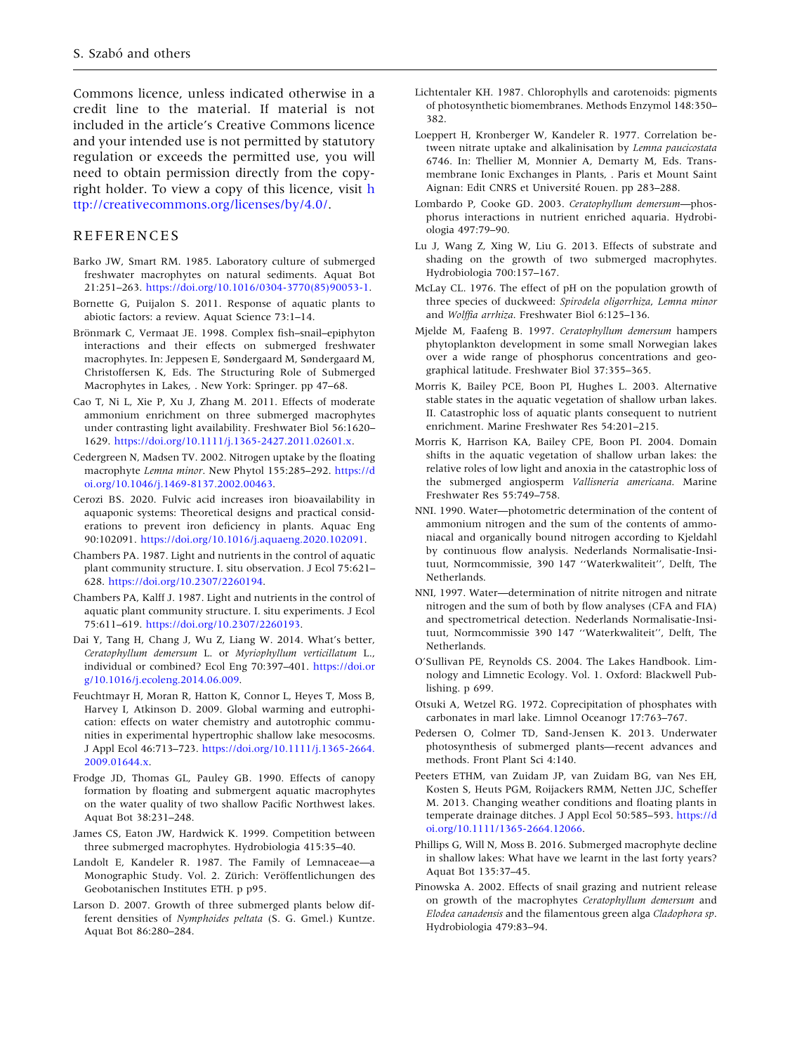Commons licence, unless indicated otherwise in a credit line to the material. If material is not included in the article's Creative Commons licence and your intended use is not permitted by statutory regulation or exceeds the permitted use, you will need to obtain permission directly from the copyright holder. To view a copy of this licence, visit http://creativecommons.org/licenses/by/4.0/.

## REFERENCES

Barko JW, Smart RM. 1985. Laboratory culture of submerged freshwater macrophytes on natural sediments. Aquat Bot 21:251–263. https://doi.org/10.1016/0304-3770(85)90053-1.

Bornette G, Puijalon S. 2011. Response of aquatic plants to abiotic factors: a review. Aquat Science 73:1–14.

Brönmark C, Vermaat JE. 1998. Complex fish–snail–epiphyton interactions and their effects on submerged freshwater macrophytes. In: Jeppesen E, Søndergaard M, Søndergaard M, Christoffersen K, Eds. The Structuring Role of Submerged Macrophytes in Lakes, . New York: Springer. pp 47–68.

Cao T, Ni L, Xie P, Xu J, Zhang M. 2011. Effects of moderate ammonium enrichment on three submerged macrophytes under contrasting light availability. Freshwater Biol 56:1620–1629. https://doi.org/10.1111/j.1365-2427.2011.02601.x.

Cedergreen N, Madsen TV. 2002. Nitrogen uptake by the floating macrophyte *Lemna minor*. New Phytol 155:285–292. https://doi.org/10.1046/j.1469-8137.2002.00463.

Cerozi BS. 2020. Fulvic acid increases iron bioavailability in aquaponic systems: Theoretical designs and practical considerations to prevent iron deficiency in plants. Aquac Eng 90:102091. https://doi.org/10.1016/j.aquaeng.2020.102091.

Chambers PA. 1987. Light and nutrients in the control of aquatic plant community structure. I. situ observation. J Ecol 75:621–628. https://doi.org/10.2307/2260194.

Chambers PA, Kalff J. 1987. Light and nutrients in the control of aquatic plant community structure. I. situ experiments. J Ecol 75:611–619. https://doi.org/10.2307/2260193.

Dai Y, Tang H, Chang J, Wu Z, Liang W. 2014. What's better, *Ceratophyllum demersum* L. or *Myriophyllum verticillatum* L., individual or combined? Ecol Eng 70:397–401. https://doi.org/10.1016/j.ecoleng.2014.06.009.

Feuchtmayr H, Moran R, Hatton K, Connor L, Heyes T, Moss B, Harvey I, Atkinson D. 2009. Global warming and eutrophication: effects on water chemistry and autotrophic communities in experimental hypertrophic shallow lake mesocosms. J Appl Ecol 46:713–723. https://doi.org/10.1111/j.1365-2664.2009.01644.x.

Frodge JD, Thomas GL, Pauley GB. 1990. Effects of canopy formation by floating and submergent aquatic macrophytes on the water quality of two shallow Pacific Northwest lakes. Aquat Bot 38:231–248.

James CS, Eaton JW, Hardwick K. 1999. Competition between three submerged macrophytes. Hydrobiologia 415:35–40.

Landolt E, Kandeler R. 1987. The Family of Lemnaceae—a Monographic Study. Vol. 2. Zürich: Veröffentlichungen des Geobotanischen Institutes ETH. p p95.

Larson D. 2007. Growth of three submerged plants below different densities of *Nymphoides peltata* (S. G. Gmel.) Kuntze. Aquat Bot 86:280–284.

Lichtentaler KH. 1987. Chlorophylls and carotenoids: pigments of photosynthetic biomembranes. Methods Enzymol 148:350–382.

Loeppert H, Kronberger W, Kandeler R. 1977. Correlation between nitrate uptake and alkalinisation by *Lemna paucicostata* 6746. In: Thellier M, Monnier A, Demarty M, Eds. Transmembrane Ionic Exchanges in Plants, . Paris et Mount Saint Aignan: Edit CNRS et Université Rouen. pp 283–288.

Lombardo P, Cooke GD. 2003. *Ceratophyllum demersum*—phosphorus interactions in nutrient enriched aquaria. Hydrobiologia 497:79–90.

Lu J, Wang Z, Xing W, Liu G. 2013. Effects of substrate and shading on the growth of two submerged macrophytes. Hydrobiologia 700:157–167.

McLay CL. 1976. The effect of pH on the population growth of three species of duckweed: *Spirodela oligorrhiza*, *Lemna minor* and *Wolffia arrhiza*. Freshwater Biol 6:125–136.

Mjelde M, Faafeng B. 1997. *Ceratophyllum demersum* hampers phytoplankton development in some small Norwegian lakes over a wide range of phosphorus concentrations and geographical latitude. Freshwater Biol 37:355–365.

Morris K, Bailey PCE, Boon PI, Hughes L. 2003. Alternative stable states in the aquatic vegetation of shallow urban lakes. II. Catastrophic loss of aquatic plants consequent to nutrient enrichment. Marine Freshwater Res 54:201–215.

Morris K, Harrison KA, Bailey CPE, Boon PI. 2004. Domain shifts in the aquatic vegetation of shallow urban lakes: the relative roles of low light and anoxia in the catastrophic loss of the submerged angiosperm *Vallisneria americana*. Marine Freshwater Res 55:749–758.

NNI. 1990. Water—photometric determination of the content of ammonium nitrogen and the sum of the contents of ammoniacal and organically bound nitrogen according to Kjeldahl by continuous flow analysis. Nederlands Normalisatie-Insituut, Normcommissie, 390 147 ''Waterkwaliteit'', Delft, The Netherlands.

NNI, 1997. Water—determination of nitrite nitrogen and nitrate nitrogen and the sum of both by flow analyses (CFA and FIA) and spectrometrical detection. Nederlands Normalisatie-Insituut, Normcommissie 390 147 ''Waterkwaliteit'', Delft, The Netherlands.

O'Sullivan PE, Reynolds CS. 2004. The Lakes Handbook. Limnology and Limnetic Ecology. Vol. 1. Oxford: Blackwell Publishing. p 699.

Otsuki A, Wetzel RG. 1972. Coprecipitation of phosphates with carbonates in marl lake. Limnol Oceanogr 17:763–767.

Pedersen O, Colmer TD, Sand-Jensen K. 2013. Underwater photosynthesis of submerged plants—recent advances and methods. Front Plant Sci 4:140.

Peeters ETHM, van Zuidam JP, van Zuidam BG, van Nes EH, Kosten S, Heuts PGM, Roijackers RMM, Netten JJC, Scheffer M. 2013. Changing weather conditions and floating plants in temperate drainage ditches. J Appl Ecol 50:585–593. https://doi.org/10.1111/1365-2664.12066.

Phillips G, Will N, Moss B. 2016. Submerged macrophyte decline in shallow lakes: What have we learnt in the last forty years? Aquat Bot 135:37–45.

Pinowska A. 2002. Effects of snail grazing and nutrient release on growth of the macrophytes *Ceratophyllum demersum* and *Elodea canadensis* and the filamentous green alga *Cladophora sp*. Hydrobiologia 479:83–94.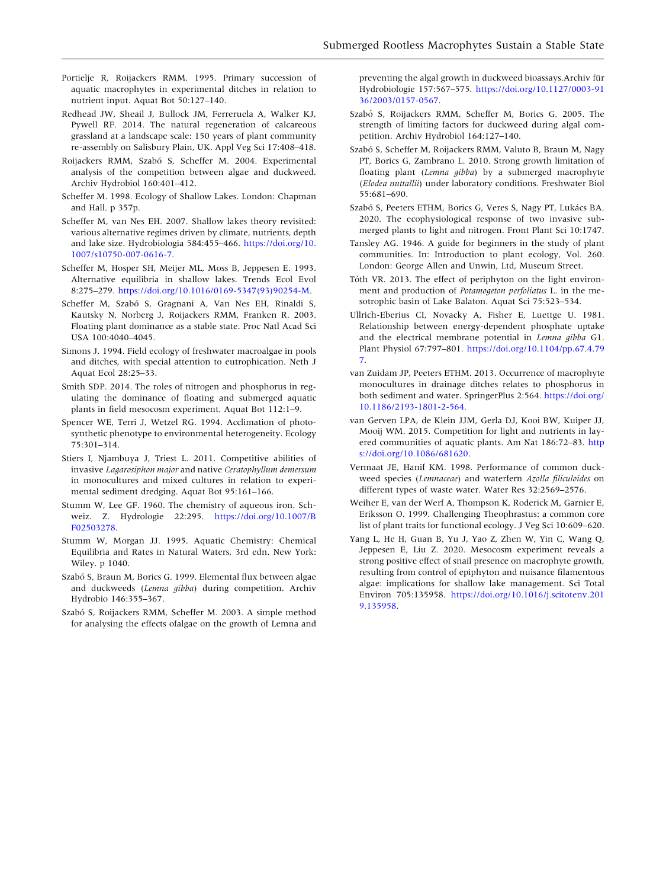Portielje R, Roijackers RMM. 1995. Primary succession of aquatic macrophytes in experimental ditches in relation to nutrient input. Aquat Bot 50:127–140.

Redhead JW, Sheail J, Bullock JM, Ferreruela A, Walker KJ, Pywell RF. 2014. The natural regeneration of calcareous grassland at a landscape scale: 150 years of plant community re-assembly on Salisbury Plain, UK. Appl Veg Sci 17:408–418.

Roijackers RMM, Szabó S, Scheffer M. 2004. Experimental analysis of the competition between algae and duckweed. Archiv Hydrobiol 160:401–412.

Scheffer M. 1998. Ecology of Shallow Lakes. London: Chapman and Hall. p 357p.

Scheffer M, van Nes EH. 2007. Shallow lakes theory revisited: various alternative regimes driven by climate, nutrients, depth and lake size. Hydrobiologia 584:455–466. https://doi.org/10.1007/s10750-007-0616-7.

Scheffer M, Hosper SH, Meijer ML, Moss B, Jeppesen E. 1993. Alternative equilibria in shallow lakes. Trends Ecol Evol 8:275–279. https://doi.org/10.1016/0169-5347(93)90254-M.

Scheffer M, Szabó S, Gragnani A, Van Nes EH, Rinaldi S, Kautsky N, Norberg J, Roijackers RMM, Franken R. 2003. Floating plant dominance as a stable state. Proc Natl Acad Sci USA 100:4040–4045.

Simons J. 1994. Field ecology of freshwater macroalgae in pools and ditches, with special attention to eutrophication. Neth J Aquat Ecol 28:25–33.

Smith SDP. 2014. The roles of nitrogen and phosphorus in regulating the dominance of floating and submerged aquatic plants in field mesocosm experiment. Aquat Bot 112:1–9.

Spencer WE, Terri J, Wetzel RG. 1994. Acclimation of photosynthetic phenotype to environmental heterogeneity. Ecology 75:301–314.

Stiers I, Njambuya J, Triest L. 2011. Competitive abilities of invasive *Lagarosiphon major* and native *Ceratophyllum demersum* in monocultures and mixed cultures in relation to experimental sediment dredging. Aquat Bot 95:161–166.

Stumm W, Lee GF. 1960. The chemistry of aqueous iron. Schweiz. Z. Hydrologie 22:295. https://doi.org/10.1007/BF02503278.

Stumm W, Morgan JJ. 1995. Aquatic Chemistry: Chemical Equilibria and Rates in Natural Waters, 3rd edn. New York: Wiley. p 1040.

Szabó S, Braun M, Borics G. 1999. Elemental flux between algae and duckweeds (*Lemna gibba*) during competition. Archiv Hydrobio 146:355–367.

Szabó S, Roijackers RMM, Scheffer M. 2003. A simple method for analysing the effects ofalgae on the growth of Lemna and preventing the algal growth in duckweed bioassays.Archiv für Hydrobiologie 157:567–575. https://doi.org/10.1127/0003-9136/2003/0157-0567.

Szabó S, Roijackers RMM, Scheffer M, Borics G. 2005. The strength of limiting factors for duckweed during algal competition. Archiv Hydrobiol 164:127–140.

Szabó S, Scheffer M, Roijackers RMM, Valuto B, Braun M, Nagy PT, Borics G, Zambrano L. 2010. Strong growth limitation of floating plant (*Lemna gibba*) by a submerged macrophyte (*Elodea nuttallii*) under laboratory conditions. Freshwater Biol 55:681–690.

Szabó S, Peeters ETHM, Borics G, Veres S, Nagy PT, Lukács BA. 2020. The ecophysiological response of two invasive submerged plants to light and nitrogen. Front Plant Sci 10:1747.

Tansley AG. 1946. A guide for beginners in the study of plant communities. In: Introduction to plant ecology, Vol. 260. London: George Allen and Unwin, Ltd, Museum Street.

Tóth VR. 2013. The effect of periphyton on the light environment and production of *Potamogeton perfoliatus* L. in the mesotrophic basin of Lake Balaton. Aquat Sci 75:523–534.

Ullrich-Eberius CI, Novacky A, Fisher E, Luettge U. 1981. Relationship between energy-dependent phosphate uptake and the electrical membrane potential in *Lemna gibba* G1. Plant Physiol 67:797–801. https://doi.org/10.1104/pp.67.4.797.

van Zuidam JP, Peeters ETHM. 2013. Occurrence of macrophyte monocultures in drainage ditches relates to phosphorus in both sediment and water. SpringerPlus 2:564. https://doi.org/10.1186/2193-1801-2-564.

van Gerven LPA, de Klein JJM, Gerla DJ, Kooi BW, Kuiper JJ, Mooij WM. 2015. Competition for light and nutrients in layered communities of aquatic plants. Am Nat 186:72–83. https://doi.org/10.1086/681620.

Vermaat JE, Hanif KM. 1998. Performance of common duckweed species (*Lemnaceae*) and waterfern *Azolla filiculoides* on different types of waste water. Water Res 32:2569–2576.

Weiher E, van der Werf A, Thompson K, Roderick M, Garnier E, Eriksson O. 1999. Challenging Theophrastus: a common core list of plant traits for functional ecology. J Veg Sci 10:609–620.

Yang L, He H, Guan B, Yu J, Yao Z, Zhen W, Yin C, Wang Q, Jeppesen E, Liu Z. 2020. Mesocosm experiment reveals a strong positive effect of snail presence on macrophyte growth, resulting from control of epiphyton and nuisance filamentous algae: implications for shallow lake management. Sci Total Environ 705:135958. https://doi.org/10.1016/j.scitotenv.2019.135958.